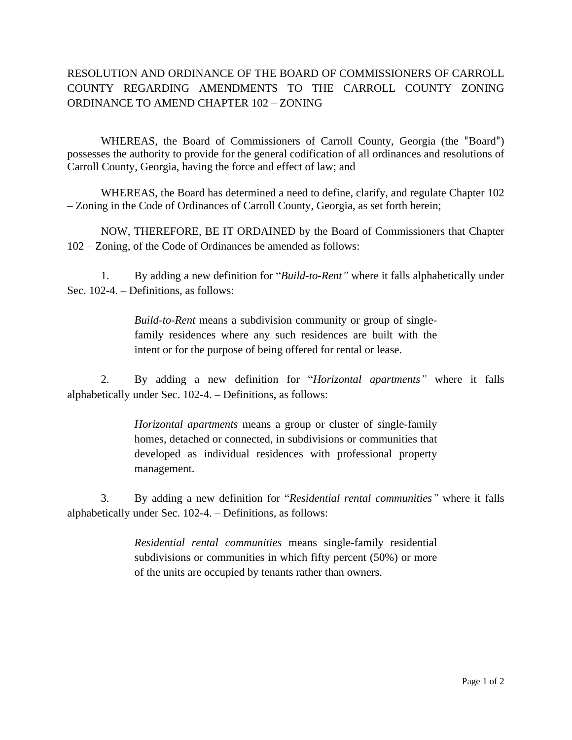RESOLUTION AND ORDINANCE OF THE BOARD OF COMMISSIONERS OF CARROLL COUNTY REGARDING AMENDMENTS TO THE CARROLL COUNTY ZONING ORDINANCE TO AMEND CHAPTER 102 – ZONING

WHEREAS, the Board of Commissioners of Carroll County, Georgia (the "Board") possesses the authority to provide for the general codification of all ordinances and resolutions of Carroll County, Georgia, having the force and effect of law; and

WHEREAS, the Board has determined a need to define, clarify, and regulate Chapter 102 – Zoning in the Code of Ordinances of Carroll County, Georgia, as set forth herein;

NOW, THEREFORE, BE IT ORDAINED by the Board of Commissioners that Chapter 102 – Zoning, of the Code of Ordinances be amended as follows:

1. By adding a new definition for "*Build-to-Rent"* where it falls alphabetically under Sec. 102-4. – Definitions, as follows:

> *Build-to-Rent* means a subdivision community or group of single-family residences where any such residences are built with the intent or for the purpose of being offered for rental or lease.

2. By adding a new definition for "*Horizontal apartments"* where it falls alphabetically under Sec. 102-4. – Definitions, as follows:

> *Horizontal apartments* means a group or cluster of single-family homes, detached or connected, in subdivisions or communities that developed as individual residences with professional property management.

3. By adding a new definition for "*Residential rental communities"* where it falls alphabetically under Sec. 102-4. – Definitions, as follows:

> *Residential rental communities* means single-family residential subdivisions or communities in which fifty percent (50%) or more of the units are occupied by tenants rather than owners.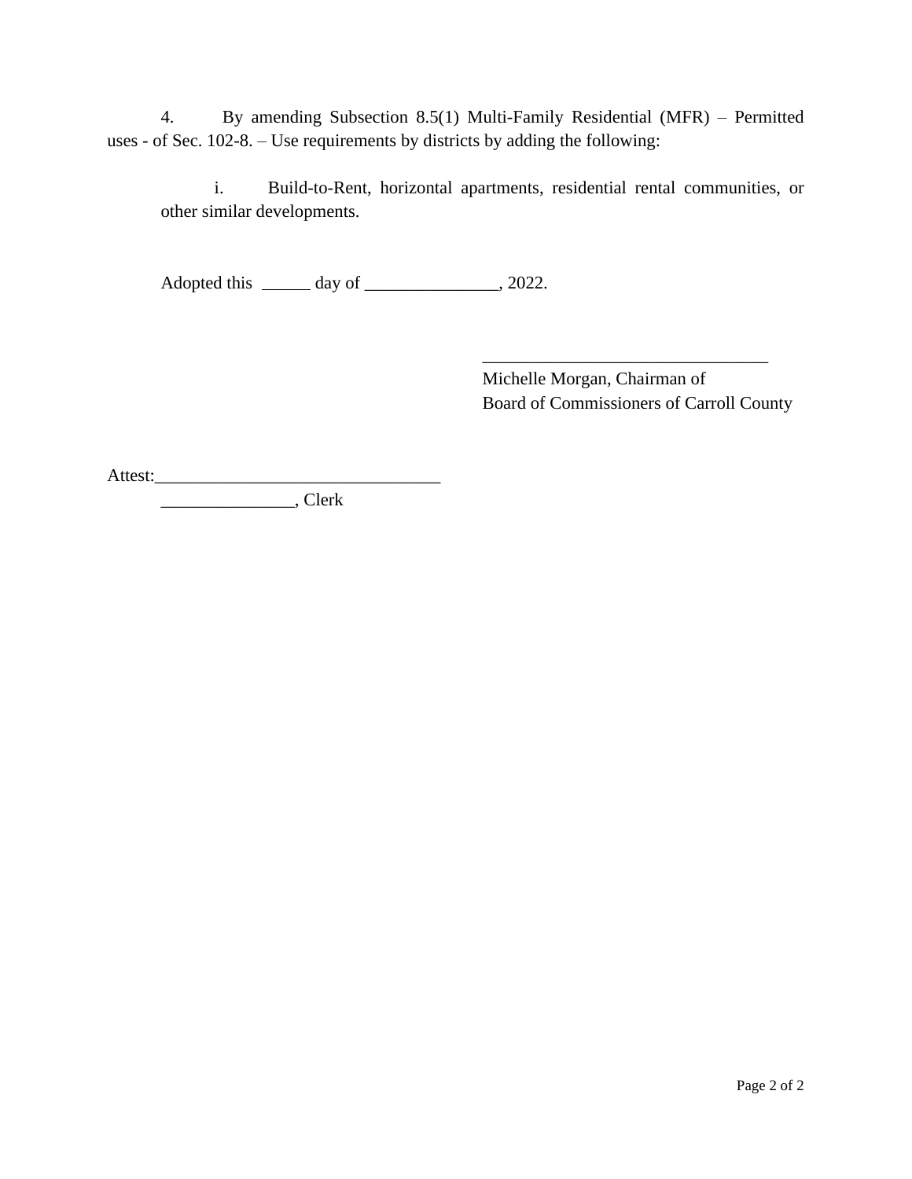4. By amending Subsection 8.5(1) Multi-Family Residential (MFR) – Permitted uses - of Sec. 102-8. – Use requirements by districts by adding the following:

> i. Build-to-Rent, horizontal apartments, residential rental communities, or other similar developments.

Adopted this ______ day of ________________, 2022.

__________________________________
Michelle Morgan, Chairman of
Board of Commissioners of Carroll County

Attest:_________________________________
________________, Clerk